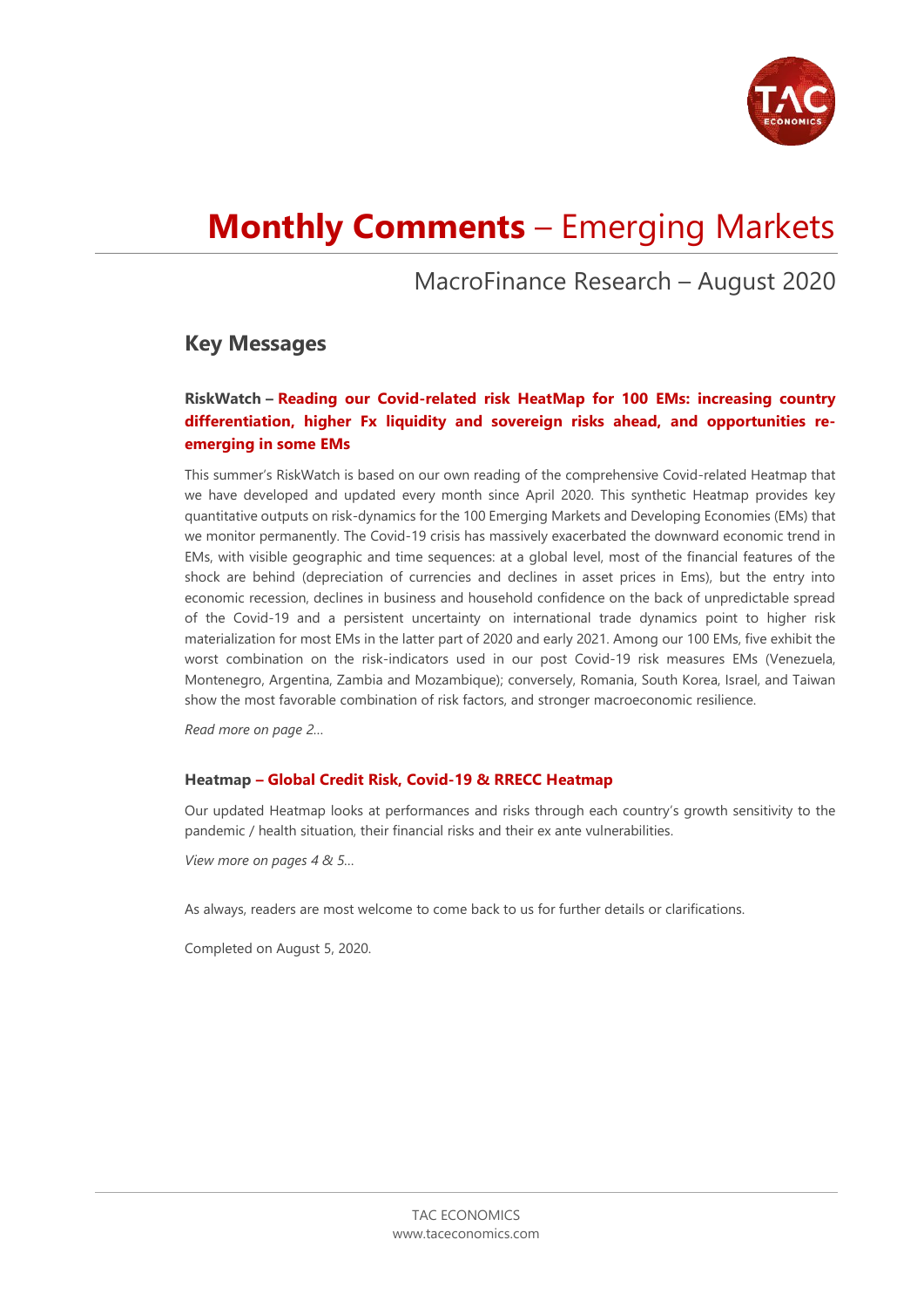# **Monthly Comments** – Emerging Markets

## MacroFinance Research – August 2020

## Key Messages

**RiskWatch – Reading our Covid-related risk HeatMap for 100 EMs: increasing country differentiation, higher Fx liquidity and sovereign risks ahead, and opportunities re-emerging in some EMs**

This summer's RiskWatch is based on our own reading of the comprehensive Covid-related Heatmap that we have developed and updated every month since April 2020. This synthetic Heatmap provides key quantitative outputs on risk-dynamics for the 100 Emerging Markets and Developing Economies (EMs) that we monitor permanently. The Covid-19 crisis has massively exacerbated the downward economic trend in EMs, with visible geographic and time sequences: at a global level, most of the financial features of the shock are behind (depreciation of currencies and declines in asset prices in Ems), but the entry into economic recession, declines in business and household confidence on the back of unpredictable spread of the Covid-19 and a persistent uncertainty on international trade dynamics point to higher risk materialization for most EMs in the latter part of 2020 and early 2021. Among our 100 EMs, five exhibit the worst combination on the risk-indicators used in our post Covid-19 risk measures EMs (Venezuela, Montenegro, Argentina, Zambia and Mozambique); conversely, Romania, South Korea, Israel, and Taiwan show the most favorable combination of risk factors, and stronger macroeconomic resilience.

*Read more on page 2…*

**Heatmap – Global Credit Risk, Covid-19 & RRECC Heatmap**

Our updated Heatmap looks at performances and risks through each country's growth sensitivity to the pandemic / health situation, their financial risks and their ex ante vulnerabilities.

*View more on pages 4 & 5…*

As always, readers are most welcome to come back to us for further details or clarifications.

Completed on August 5, 2020.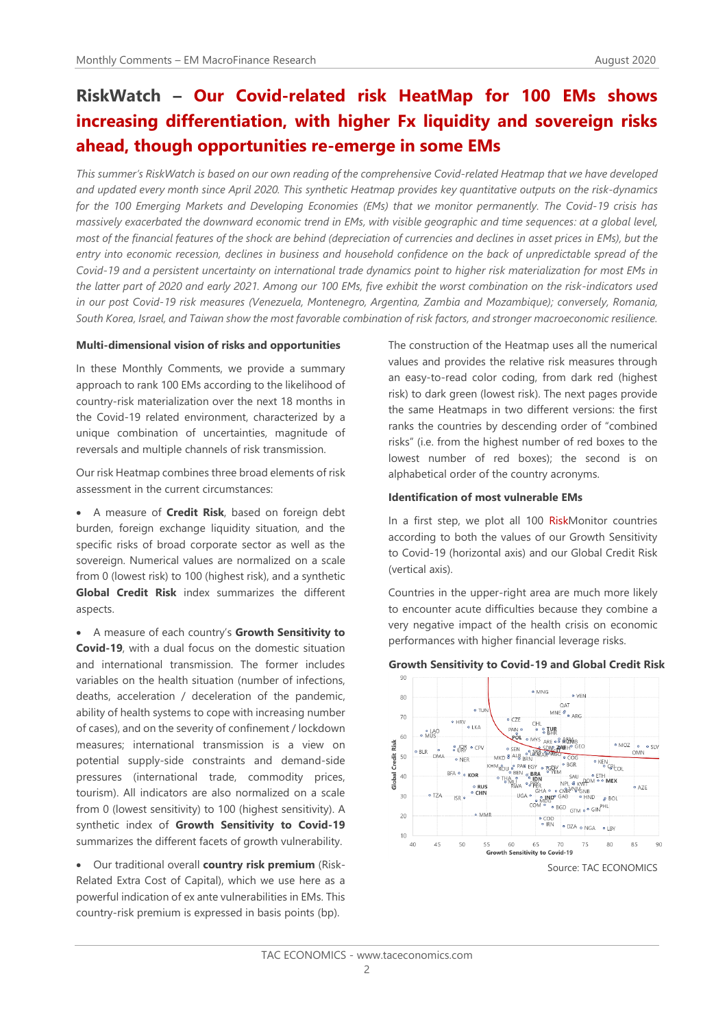# RiskWatch – Our Covid-related risk HeatMap for 100 EMs shows increasing differentiation, with higher Fx liquidity and sovereign risks ahead, though opportunities re-emerge in some EMs

*This summer's RiskWatch is based on our own reading of the comprehensive Covid-related Heatmap that we have developed and updated every month since April 2020. This synthetic Heatmap provides key quantitative outputs on the risk-dynamics for the 100 Emerging Markets and Developing Economies (EMs) that we monitor permanently. The Covid-19 crisis has massively exacerbated the downward economic trend in EMs, with visible geographic and time sequences: at a global level, most of the financial features of the shock are behind (depreciation of currencies and declines in asset prices in EMs), but the entry into economic recession, declines in business and household confidence on the back of unpredictable spread of the Covid-19 and a persistent uncertainty on international trade dynamics point to higher risk materialization for most EMs in the latter part of 2020 and early 2021. Among our 100 EMs, five exhibit the worst combination on the risk-indicators used in our post Covid-19 risk measures (Venezuela, Montenegro, Argentina, Zambia and Mozambique); conversely, Romania, South Korea, Israel, and Taiwan show the most favorable combination of risk factors, and stronger macroeconomic resilience.*

### Multi-dimensional vision of risks and opportunities

In these Monthly Comments, we provide a summary approach to rank 100 EMs according to the likelihood of country-risk materialization over the next 18 months in the Covid-19 related environment, characterized by a unique combination of uncertainties, magnitude of reversals and multiple channels of risk transmission.

Our risk Heatmap combines three broad elements of risk assessment in the current circumstances:

- A measure of **Credit Risk**, based on foreign debt burden, foreign exchange liquidity situation, and the specific risks of broad corporate sector as well as the sovereign. Numerical values are normalized on a scale from 0 (lowest risk) to 100 (highest risk), and a synthetic **Global Credit Risk** index summarizes the different aspects.
- A measure of each country's **Growth Sensitivity to Covid-19**, with a dual focus on the domestic situation and international transmission. The former includes variables on the health situation (number of infections, deaths, acceleration / deceleration of the pandemic, ability of health systems to cope with increasing number of cases), and on the severity of confinement / lockdown measures; international transmission is a view on potential supply-side constraints and demand-side pressures (international trade, commodity prices, tourism). All indicators are also normalized on a scale from 0 (lowest sensitivity) to 100 (highest sensitivity). A synthetic index of **Growth Sensitivity to Covid-19** summarizes the different facets of growth vulnerability.
- Our traditional overall **country risk premium** (Risk-Related Extra Cost of Capital), which we use here as a powerful indication of ex ante vulnerabilities in EMs. This country-risk premium is expressed in basis points (bp).

The construction of the Heatmap uses all the numerical values and provides the relative risk measures through an easy-to-read color coding, from dark red (highest risk) to dark green (lowest risk). The next pages provide the same Heatmaps in two different versions: the first ranks the countries by descending order of "combined risks" (i.e. from the highest number of red boxes to the lowest number of red boxes); the second is on alphabetical order of the country acronyms.

### Identification of most vulnerable EMs

In a first step, we plot all 100 RiskMonitor countries according to both the values of our Growth Sensitivity to Covid-19 (horizontal axis) and our Global Credit Risk (vertical axis).

Countries in the upper-right area are much more likely to encounter acute difficulties because they combine a very negative impact of the health crisis on economic performances with higher financial leverage risks.

**Growth Sensitivity to Covid-19 and Global Credit Risk**

Global Credit Risk
Growth Sensitivity to Covid-19
MNG, VEN, QAT, MNE, ARG, TUN, CZE, HRV, LKA, CHL, PAN, TUR, BHR, LAO, MUS, POL, MYS, ARE, ARM, ZMB, GEO, MOZ, SLV, OMN, BLR, DMA, JOR, URY, CPV, SEN, SRB, MKD, ALB, BRN, NER, COG, KEN, CRI, COL, KHM, ROU, PAK, EGY, BGR, BFA, KOR, BEN, BRA, THA, IDN, YEM, SAU, ETH, NPL, KWT, DOM, MEX, AZE, RUS, CHN, RWA, PER, GHA, CMR, GNB, TZA, ISR, UGA, IND, GAB, HND, BOL, COM, BGD, GTM, GIN, PHL, MMR, COD, IRN, DZA, NGA, LBY
10, 20, 30, 40, 50, 60, 70, 80, 90
40, 45, 50, 55, 60, 65, 70, 75, 80, 85, 90

Source: TAC ECONOMICS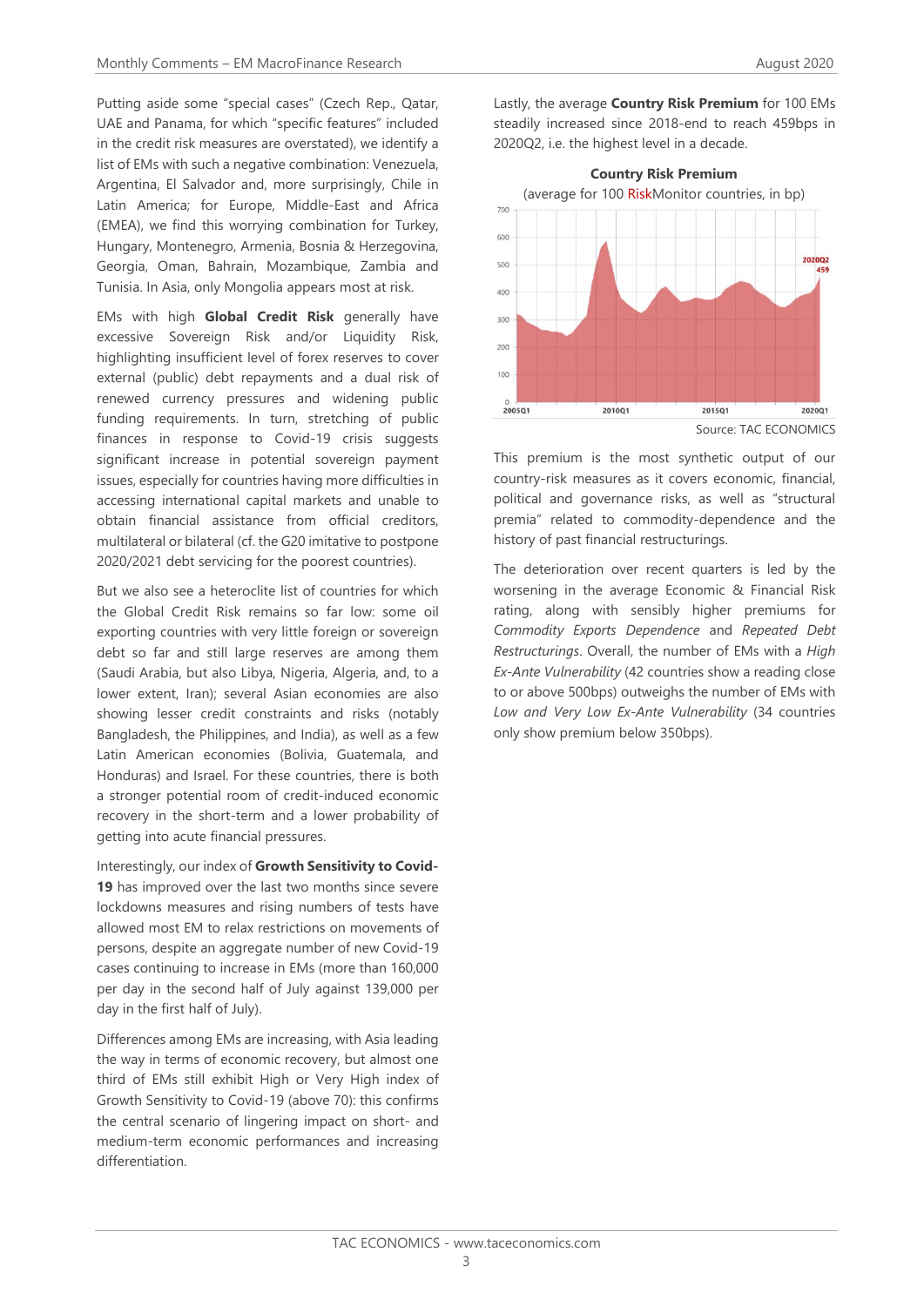Putting aside some "special cases" (Czech Rep., Qatar, UAE and Panama, for which "specific features" included in the credit risk measures are overstated), we identify a list of EMs with such a negative combination: Venezuela, Argentina, El Salvador and, more surprisingly, Chile in Latin America; for Europe, Middle-East and Africa (EMEA), we find this worrying combination for Turkey, Hungary, Montenegro, Armenia, Bosnia & Herzegovina, Georgia, Oman, Bahrain, Mozambique, Zambia and Tunisia. In Asia, only Mongolia appears most at risk.

EMs with high **Global Credit Risk** generally have excessive Sovereign Risk and/or Liquidity Risk, highlighting insufficient level of forex reserves to cover external (public) debt repayments and a dual risk of renewed currency pressures and widening public funding requirements. In turn, stretching of public finances in response to Covid-19 crisis suggests significant increase in potential sovereign payment issues, especially for countries having more difficulties in accessing international capital markets and unable to obtain financial assistance from official creditors, multilateral or bilateral (cf. the G20 imitative to postpone 2020/2021 debt servicing for the poorest countries).

But we also see a heteroclite list of countries for which the Global Credit Risk remains so far low: some oil exporting countries with very little foreign or sovereign debt so far and still large reserves are among them (Saudi Arabia, but also Libya, Nigeria, Algeria, and, to a lower extent, Iran); several Asian economies are also showing lesser credit constraints and risks (notably Bangladesh, the Philippines, and India), as well as a few Latin American economies (Bolivia, Guatemala, and Honduras) and Israel. For these countries, there is both a stronger potential room of credit-induced economic recovery in the short-term and a lower probability of getting into acute financial pressures.

Interestingly, our index of **Growth Sensitivity to Covid-19** has improved over the last two months since severe lockdowns measures and rising numbers of tests have allowed most EM to relax restrictions on movements of persons, despite an aggregate number of new Covid-19 cases continuing to increase in EMs (more than 160,000 per day in the second half of July against 139,000 per day in the first half of July).

Differences among EMs are increasing, with Asia leading the way in terms of economic recovery, but almost one third of EMs still exhibit High or Very High index of Growth Sensitivity to Covid-19 (above 70): this confirms the central scenario of lingering impact on short- and medium-term economic performances and increasing differentiation.

Lastly, the average **Country Risk Premium** for 100 EMs steadily increased since 2018-end to reach 459bps in 2020Q2, i.e. the highest level in a decade.

**Country Risk Premium**

(average for 100 RiskMonitor countries, in bp)

700
600
500
400
300
200
100
0
2005Q1
2010Q1
2015Q1
2020Q1
2020Q2
459

Source: TAC ECONOMICS

This premium is the most synthetic output of our country-risk measures as it covers economic, financial, political and governance risks, as well as "structural premia" related to commodity-dependence and the history of past financial restructurings.

The deterioration over recent quarters is led by the worsening in the average Economic & Financial Risk rating, along with sensibly higher premiums for *Commodity Exports Dependence* and *Repeated Debt Restructurings*. Overall, the number of EMs with a *High Ex-Ante Vulnerability* (42 countries show a reading close to or above 500bps) outweighs the number of EMs with *Low and Very Low Ex-Ante Vulnerability* (34 countries only show premium below 350bps).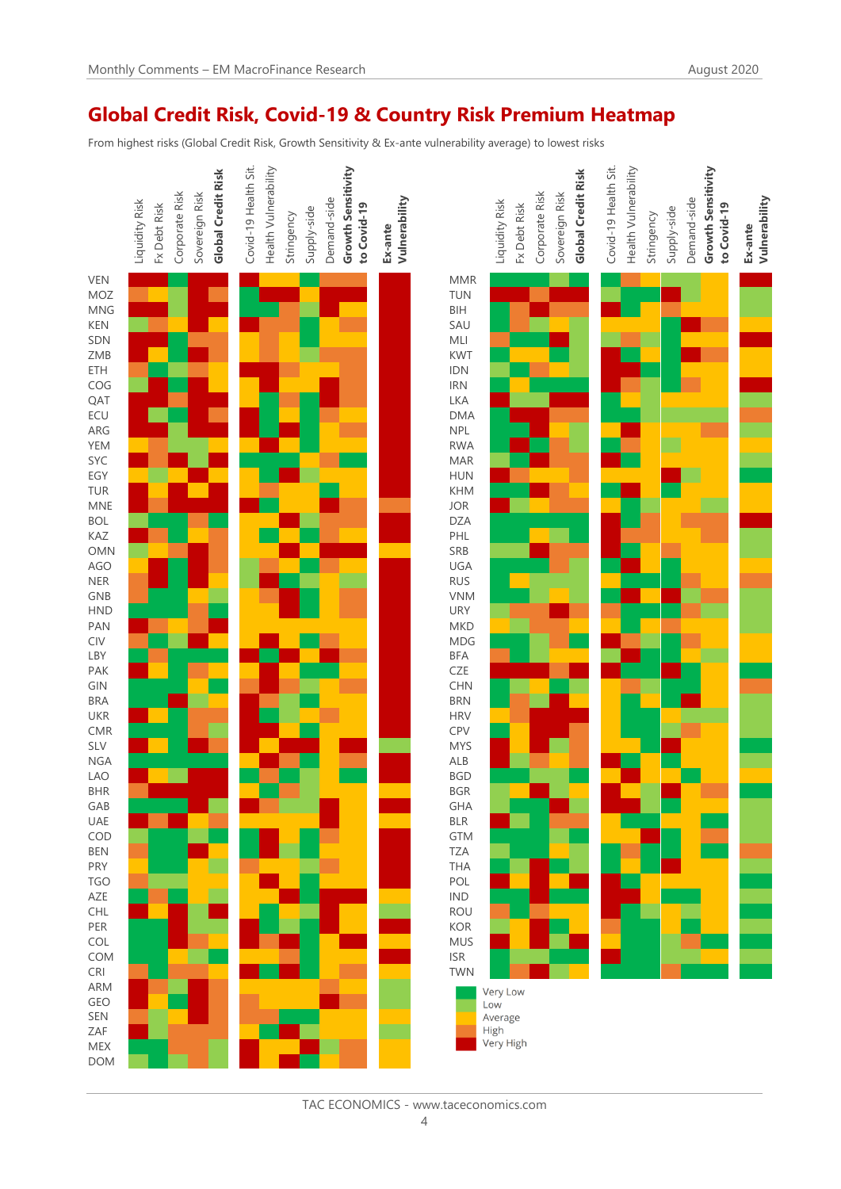## Global Credit Risk, Covid-19 & Country Risk Premium Heatmap

From highest risks (Global Credit Risk, Growth Sensitivity & Ex-ante vulnerability average) to lowest risks

Liquidity Risk
Fx Debt Risk
Corporate Risk
Sovereign Risk
**Global Credit Risk**
Covid-19 Health Sit.
Health Vulnerability
Stringency
Supply-side
Demand-side
**Growth Sensitivity to Covid-19**
**Ex-ante Vulnerability**

VEN
MOZ
MNG
KEN
SDN
ZMB
ETH
COG
QAT
ECU
ARG
YEM
SYC
EGY
TUR
MNE
BOL
KAZ
OMN
AGO
NER
GNB
HND
PAN
CIV
LBY
PAK
GIN
BRA
UKR
CMR
SLV
NGA
LAO
BHR
GAB
UAE
COD
BEN
PRY
TGO
AZE
CHL
PER
COL
COM
CRI
ARM
GEO
SEN
ZAF
MEX
DOM

MMR
TUN
BIH
SAU
MLI
KWT
IDN
IRN
LKA
DMA
NPL
RWA
MAR
HUN
KHM
JOR
DZA
PHL
SRB
UGA
RUS
VNM
URY
MKD
MDG
BFA
CZE
CHN
BRN
HRV
CPV
MYS
ALB
BGD
BGR
GHA
BLR
GTM
TZA
THA
POL
IND
ROU
KOR
MUS
ISR
TWN

Very Low
Low
Average
High
Very High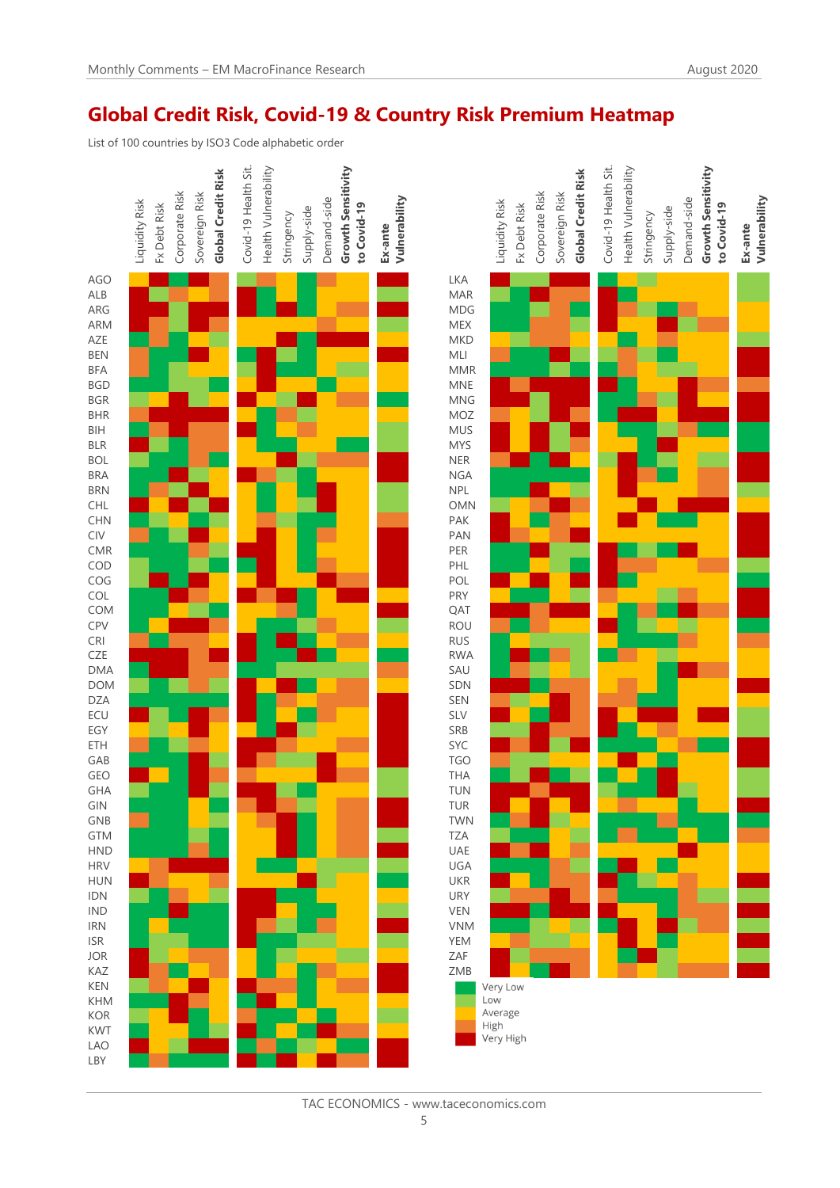## Global Credit Risk, Covid-19 & Country Risk Premium Heatmap

List of 100 countries by ISO3 Code alphabetic order

Columns: Liquidity Risk | Fx Debt Risk | Corporate Risk | Sovereign Risk | **Global Credit Risk** | Covid-19 Health Sit. | Health Vulnerability | Stringency | Supply-side | Demand-side | **Growth Sensitivity to Covid-19** | **Ex-ante Vulnerability**

Countries (left panel): AGO, ALB, ARG, ARM, AZE, BEN, BFA, BGD, BGR, BHR, BIH, BLR, BOL, BRA, BRN, CHL, CHN, CIV, CMR, COD, COG, COL, COM, CPV, CRI, CZE, DMA, DOM, DZA, ECU, EGY, ETH, GAB, GEO, GHA, GIN, GNB, GTM, HND, HRV, HUN, IDN, IND, IRN, ISR, JOR, KAZ, KEN, KHM, KOR, KWT, LAO, LBY

Countries (right panel): LKA, MAR, MDG, MEX, MKD, MLI, MMR, MNE, MNG, MOZ, MUS, MYS, NER, NGA, NPL, OMN, PAK, PAN, PER, PHL, POL, PRY, QAT, ROU, RUS, RWA, SAU, SDN, SEN, SLV, SRB, SYC, TGO, THA, TUN, TUR, TWN, TZA, UAE, UGA, UKR, URY, VEN, VNM, YEM, ZAF, ZMB

Legend: Very Low | Low | Average | High | Very High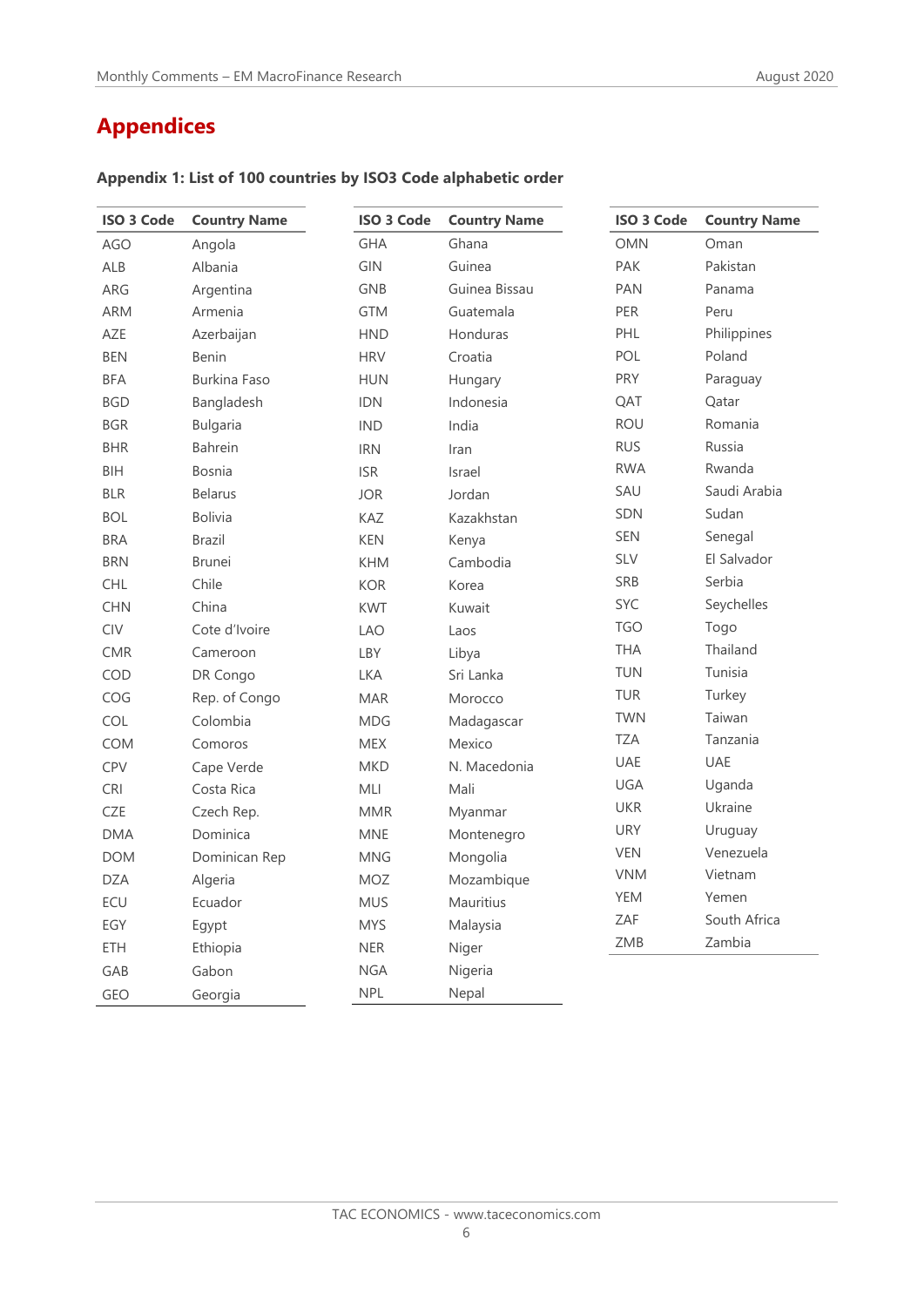# Appendices

### Appendix 1: List of 100 countries by ISO3 Code alphabetic order

| ISO 3 Code | Country Name |
|---|---|
| AGO | Angola |
| ALB | Albania |
| ARG | Argentina |
| ARM | Armenia |
| AZE | Azerbaijan |
| BEN | Benin |
| BFA | Burkina Faso |
| BGD | Bangladesh |
| BGR | Bulgaria |
| BHR | Bahrein |
| BIH | Bosnia |
| BLR | Belarus |
| BOL | Bolivia |
| BRA | Brazil |
| BRN | Brunei |
| CHL | Chile |
| CHN | China |
| CIV | Cote d'Ivoire |
| CMR | Cameroon |
| COD | DR Congo |
| COG | Rep. of Congo |
| COL | Colombia |
| COM | Comoros |
| CPV | Cape Verde |
| CRI | Costa Rica |
| CZE | Czech Rep. |
| DMA | Dominica |
| DOM | Dominican Rep |
| DZA | Algeria |
| ECU | Ecuador |
| EGY | Egypt |
| ETH | Ethiopia |
| GAB | Gabon |
| GEO | Georgia |

| ISO 3 Code | Country Name |
|---|---|
| GHA | Ghana |
| GIN | Guinea |
| GNB | Guinea Bissau |
| GTM | Guatemala |
| HND | Honduras |
| HRV | Croatia |
| HUN | Hungary |
| IDN | Indonesia |
| IND | India |
| IRN | Iran |
| ISR | Israel |
| JOR | Jordan |
| KAZ | Kazakhstan |
| KEN | Kenya |
| KHM | Cambodia |
| KOR | Korea |
| KWT | Kuwait |
| LAO | Laos |
| LBY | Libya |
| LKA | Sri Lanka |
| MAR | Morocco |
| MDG | Madagascar |
| MEX | Mexico |
| MKD | N. Macedonia |
| MLI | Mali |
| MMR | Myanmar |
| MNE | Montenegro |
| MNG | Mongolia |
| MOZ | Mozambique |
| MUS | Mauritius |
| MYS | Malaysia |
| NER | Niger |
| NGA | Nigeria |
| NPL | Nepal |

| ISO 3 Code | Country Name |
|---|---|
| OMN | Oman |
| PAK | Pakistan |
| PAN | Panama |
| PER | Peru |
| PHL | Philippines |
| POL | Poland |
| PRY | Paraguay |
| QAT | Qatar |
| ROU | Romania |
| RUS | Russia |
| RWA | Rwanda |
| SAU | Saudi Arabia |
| SDN | Sudan |
| SEN | Senegal |
| SLV | El Salvador |
| SRB | Serbia |
| SYC | Seychelles |
| TGO | Togo |
| THA | Thailand |
| TUN | Tunisia |
| TUR | Turkey |
| TWN | Taiwan |
| TZA | Tanzania |
| UAE | UAE |
| UGA | Uganda |
| UKR | Ukraine |
| URY | Uruguay |
| VEN | Venezuela |
| VNM | Vietnam |
| YEM | Yemen |
| ZAF | South Africa |
| ZMB | Zambia |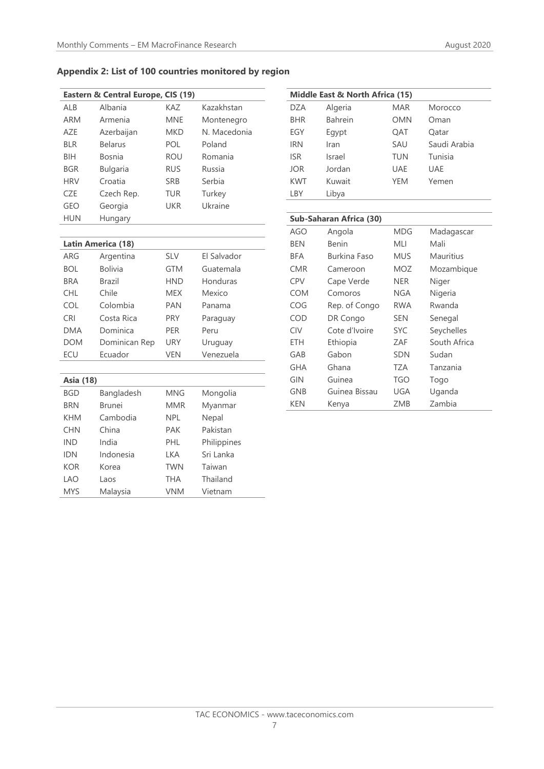## Appendix 2: List of 100 countries monitored by region

| Eastern & Central Europe, CIS (19) | | | |
|---|---|---|---|
| ALB | Albania | KAZ | Kazakhstan |
| ARM | Armenia | MNE | Montenegro |
| AZE | Azerbaijan | MKD | N. Macedonia |
| BLR | Belarus | POL | Poland |
| BIH | Bosnia | ROU | Romania |
| BGR | Bulgaria | RUS | Russia |
| HRV | Croatia | SRB | Serbia |
| CZE | Czech Rep. | TUR | Turkey |
| GEO | Georgia | UKR | Ukraine |
| HUN | Hungary | | |

| Latin America (18) | | | |
|---|---|---|---|
| ARG | Argentina | SLV | El Salvador |
| BOL | Bolivia | GTM | Guatemala |
| BRA | Brazil | HND | Honduras |
| CHL | Chile | MEX | Mexico |
| COL | Colombia | PAN | Panama |
| CRI | Costa Rica | PRY | Paraguay |
| DMA | Dominica | PER | Peru |
| DOM | Dominican Rep | URY | Uruguay |
| ECU | Ecuador | VEN | Venezuela |

| Asia (18) | | | |
|---|---|---|---|
| BGD | Bangladesh | MNG | Mongolia |
| BRN | Brunei | MMR | Myanmar |
| KHM | Cambodia | NPL | Nepal |
| CHN | China | PAK | Pakistan |
| IND | India | PHL | Philippines |
| IDN | Indonesia | LKA | Sri Lanka |
| KOR | Korea | TWN | Taiwan |
| LAO | Laos | THA | Thailand |
| MYS | Malaysia | VNM | Vietnam |

| Middle East & North Africa (15) | | | |
|---|---|---|---|
| DZA | Algeria | MAR | Morocco |
| BHR | Bahrein | OMN | Oman |
| EGY | Egypt | QAT | Qatar |
| IRN | Iran | SAU | Saudi Arabia |
| ISR | Israel | TUN | Tunisia |
| JOR | Jordan | UAE | UAE |
| KWT | Kuwait | YEM | Yemen |
| LBY | Libya | | |

| Sub-Saharan Africa (30) | | | |
|---|---|---|---|
| AGO | Angola | MDG | Madagascar |
| BEN | Benin | MLI | Mali |
| BFA | Burkina Faso | MUS | Mauritius |
| CMR | Cameroon | MOZ | Mozambique |
| CPV | Cape Verde | NER | Niger |
| COM | Comoros | NGA | Nigeria |
| COG | Rep. of Congo | RWA | Rwanda |
| COD | DR Congo | SEN | Senegal |
| CIV | Cote d'Ivoire | SYC | Seychelles |
| ETH | Ethiopia | ZAF | South Africa |
| GAB | Gabon | SDN | Sudan |
| GHA | Ghana | TZA | Tanzania |
| GIN | Guinea | TGO | Togo |
| GNB | Guinea Bissau | UGA | Uganda |
| KEN | Kenya | ZMB | Zambia |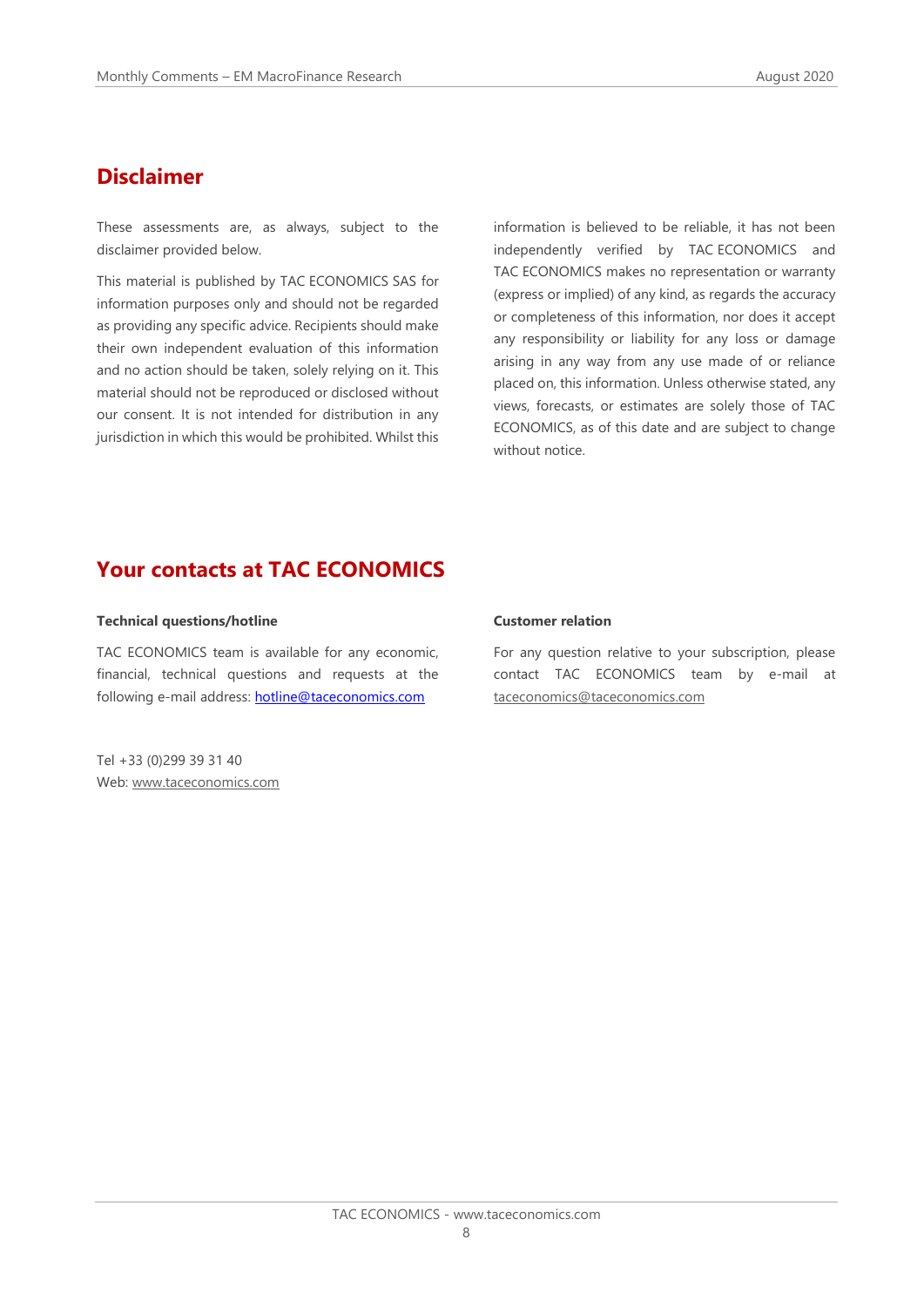## Disclaimer

These assessments are, as always, subject to the disclaimer provided below.

This material is published by TAC ECONOMICS SAS for information purposes only and should not be regarded as providing any specific advice. Recipients should make their own independent evaluation of this information and no action should be taken, solely relying on it. This material should not be reproduced or disclosed without our consent. It is not intended for distribution in any jurisdiction in which this would be prohibited. Whilst this information is believed to be reliable, it has not been independently verified by TAC ECONOMICS and TAC ECONOMICS makes no representation or warranty (express or implied) of any kind, as regards the accuracy or completeness of this information, nor does it accept any responsibility or liability for any loss or damage arising in any way from any use made of or reliance placed on, this information. Unless otherwise stated, any views, forecasts, or estimates are solely those of TAC ECONOMICS, as of this date and are subject to change without notice.

## Your contacts at TAC ECONOMICS

**Technical questions/hotline**

TAC ECONOMICS team is available for any economic, financial, technical questions and requests at the following e-mail address: hotline@taceconomics.com

**Customer relation**

For any question relative to your subscription, please contact TAC ECONOMICS team by e-mail at taceconomics@taceconomics.com

Tel +33 (0)299 39 31 40
Web: www.taceconomics.com